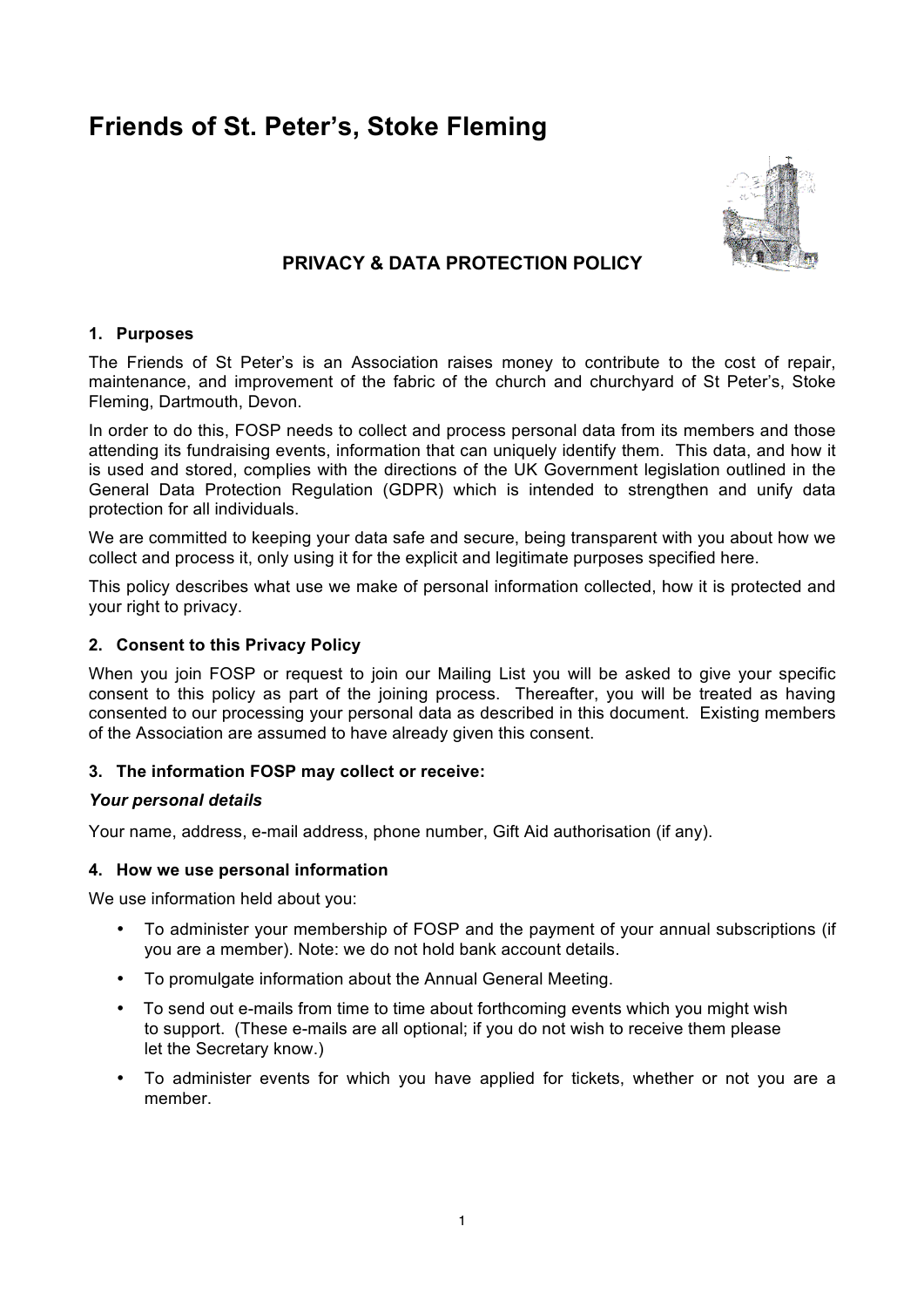# Friends of St. Peter's, Stoke Fleming

## PRIVACY & DATA PROTECTION POLICY

### 1. Purposes

The Friends of St Peter's is an Association raises money to contribute to the cost of repair, maintenance, and improvement of the fabric of the church and churchyard of St Peter's, Stoke Fleming, Dartmouth, Devon.

In order to do this, FOSP needs to collect and process personal data from its members and those attending its fundraising events, information that can uniquely identify them. This data, and how it is used and stored, complies with the directions of the UK Government legislation outlined in the General Data Protection Regulation (GDPR) which is intended to strengthen and unify data protection for all individuals.

We are committed to keeping your data safe and secure, being transparent with you about how we collect and process it, only using it for the explicit and legitimate purposes specified here.

This policy describes what use we make of personal information collected, how it is protected and your right to privacy.

### 2. Consent to this Privacy Policy

When you join FOSP or request to join our Mailing List you will be asked to give your specific consent to this policy as part of the joining process. Thereafter, you will be treated as having consented to our processing your personal data as described in this document. Existing members of the Association are assumed to have already given this consent.

### 3. The information FOSP may collect or receive:

***Your personal details***

Your name, address, e-mail address, phone number, Gift Aid authorisation (if any).

### 4. How we use personal information

We use information held about you:

- To administer your membership of FOSP and the payment of your annual subscriptions (if you are a member). Note: we do not hold bank account details.
- To promulgate information about the Annual General Meeting.
- To send out e-mails from time to time about forthcoming events which you might wish to support. (These e-mails are all optional; if you do not wish to receive them please let the Secretary know.)
- To administer events for which you have applied for tickets, whether or not you are a member.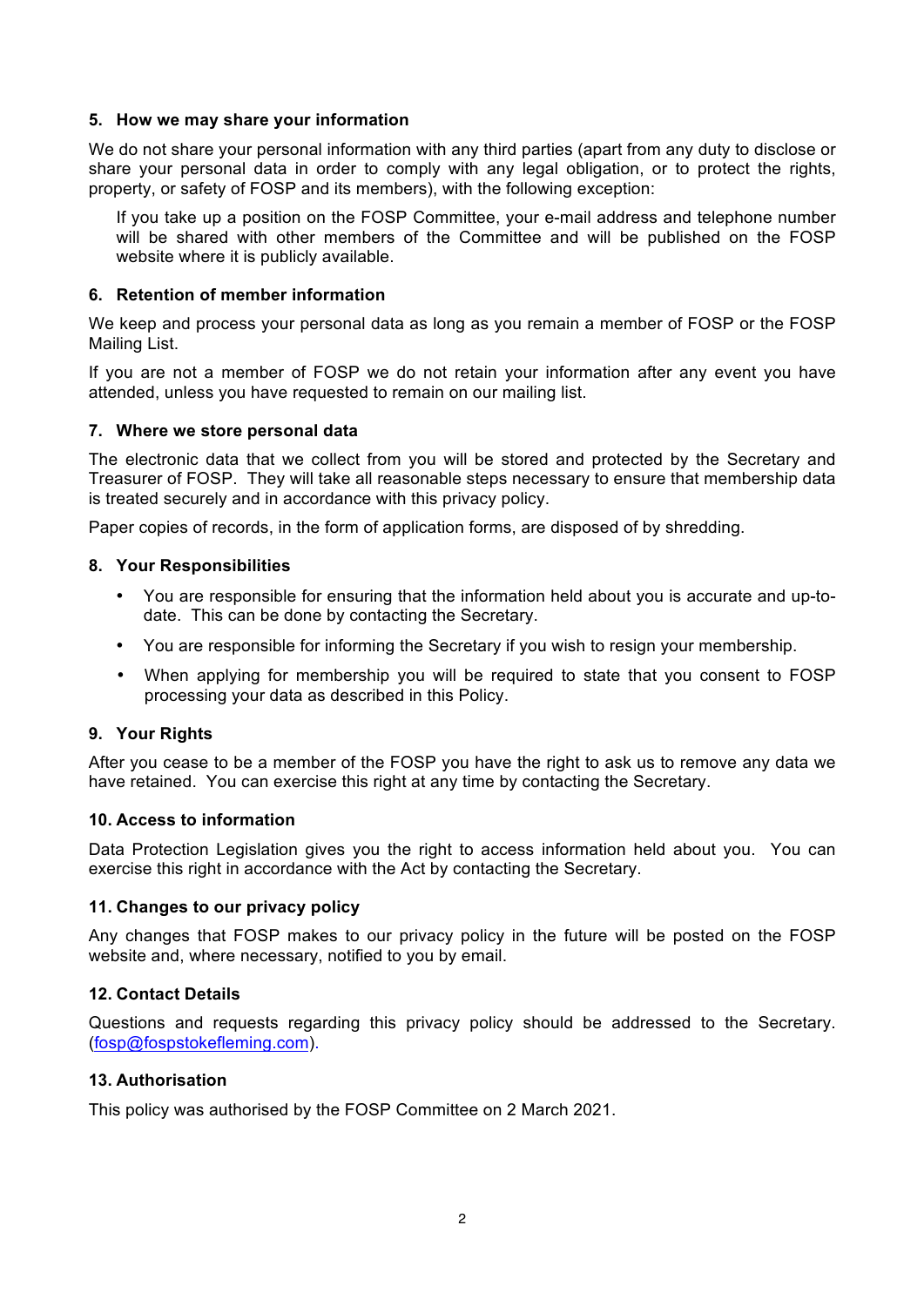### 5. How we may share your information

We do not share your personal information with any third parties (apart from any duty to disclose or share your personal data in order to comply with any legal obligation, or to protect the rights, property, or safety of FOSP and its members), with the following exception:

> If you take up a position on the FOSP Committee, your e-mail address and telephone number will be shared with other members of the Committee and will be published on the FOSP website where it is publicly available.

### 6. Retention of member information

We keep and process your personal data as long as you remain a member of FOSP or the FOSP Mailing List.

If you are not a member of FOSP we do not retain your information after any event you have attended, unless you have requested to remain on our mailing list.

### 7. Where we store personal data

The electronic data that we collect from you will be stored and protected by the Secretary and Treasurer of FOSP. They will take all reasonable steps necessary to ensure that membership data is treated securely and in accordance with this privacy policy.

Paper copies of records, in the form of application forms, are disposed of by shredding.

### 8. Your Responsibilities

- You are responsible for ensuring that the information held about you is accurate and up-to-date. This can be done by contacting the Secretary.
- You are responsible for informing the Secretary if you wish to resign your membership.
- When applying for membership you will be required to state that you consent to FOSP processing your data as described in this Policy.

### 9. Your Rights

After you cease to be a member of the FOSP you have the right to ask us to remove any data we have retained. You can exercise this right at any time by contacting the Secretary.

### 10. Access to information

Data Protection Legislation gives you the right to access information held about you. You can exercise this right in accordance with the Act by contacting the Secretary.

### 11. Changes to our privacy policy

Any changes that FOSP makes to our privacy policy in the future will be posted on the FOSP website and, where necessary, notified to you by email.

### 12. Contact Details

Questions and requests regarding this privacy policy should be addressed to the Secretary. (fosp@fospstokefleming.com).

### 13. Authorisation

This policy was authorised by the FOSP Committee on 2 March 2021.